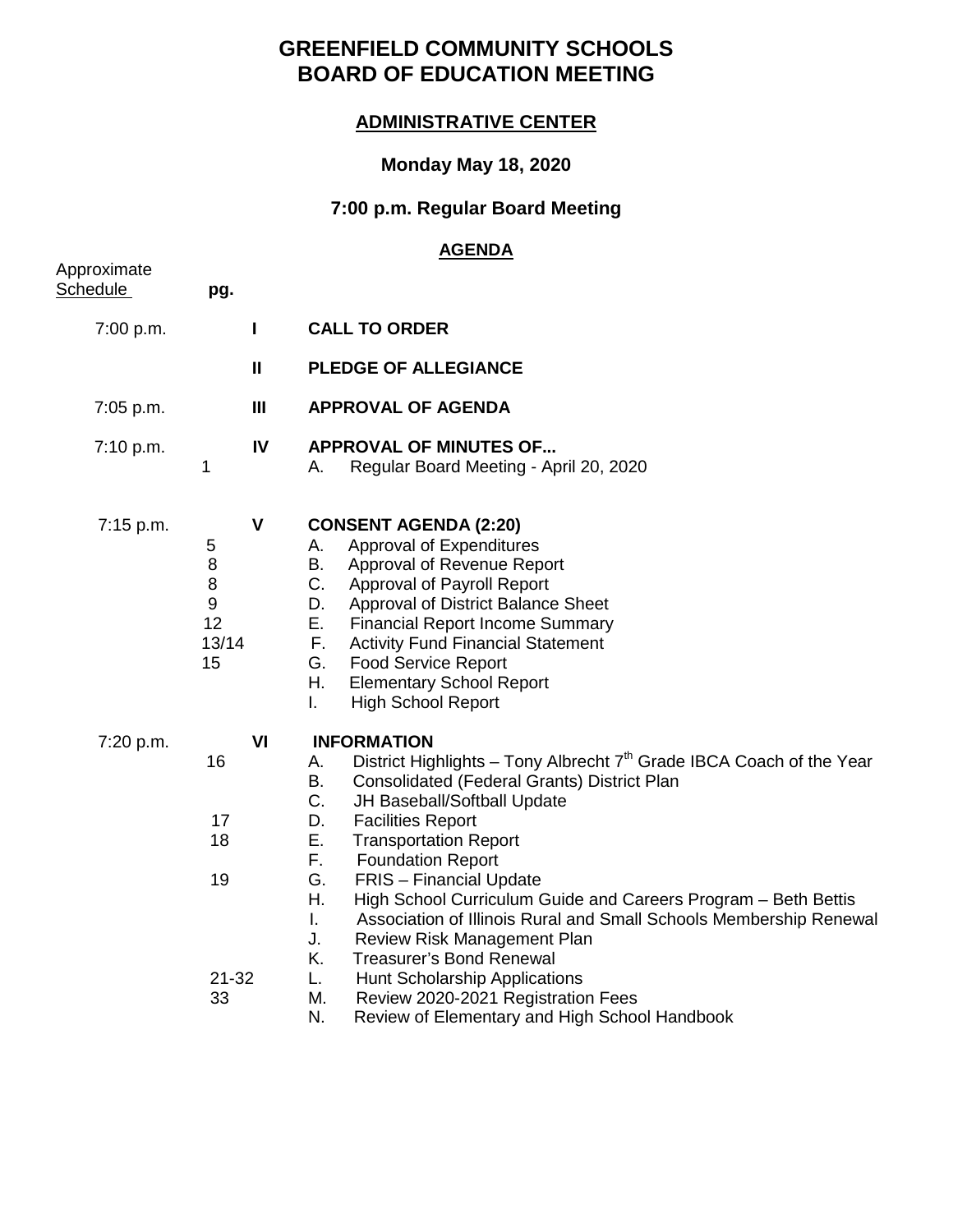# GREENFIELD COMMUNITY SCHOOLS
# BOARD OF EDUCATION MEETING

## ADMINISTRATIVE CENTER

### Monday May 18, 2020

### 7:00 p.m. Regular Board Meeting

#### AGENDA

| Approximate Schedule | pg. | | |
|---|---|---|---|
| 7:00 p.m. | | **I** | **CALL TO ORDER** |
| | | **II** | **PLEDGE OF ALLEGIANCE** |
| 7:05 p.m. | | **III** | **APPROVAL OF AGENDA** |
| 7:10 p.m. | | **IV** | **APPROVAL OF MINUTES OF...** |
| | 1 | | A. Regular Board Meeting - April 20, 2020 |
| 7:15 p.m. | | **V** | **CONSENT AGENDA (2:20)** |
| | 5 | | A. Approval of Expenditures |
| | 8 | | B. Approval of Revenue Report |
| | 8 | | C. Approval of Payroll Report |
| | 9 | | D. Approval of District Balance Sheet |
| | 12 | | E. Financial Report Income Summary |
| | 13/14 | | F. Activity Fund Financial Statement |
| | 15 | | G. Food Service Report |
| | | | H. Elementary School Report |
| | | | I. High School Report |
| 7:20 p.m. | | **VI** | **INFORMATION** |
| | 16 | | A. District Highlights – Tony Albrecht 7th Grade IBCA Coach of the Year |
| | | | B. Consolidated (Federal Grants) District Plan |
| | | | C. JH Baseball/Softball Update |
| | 17 | | D. Facilities Report |
| | 18 | | E. Transportation Report |
| | | | F. Foundation Report |
| | 19 | | G. FRIS – Financial Update |
| | | | H. High School Curriculum Guide and Careers Program – Beth Bettis |
| | | | I. Association of Illinois Rural and Small Schools Membership Renewal |
| | | | J. Review Risk Management Plan |
| | | | K. Treasurer's Bond Renewal |
| | 21-32 | | L. Hunt Scholarship Applications |
| | 33 | | M. Review 2020-2021 Registration Fees |
| | | | N. Review of Elementary and High School Handbook |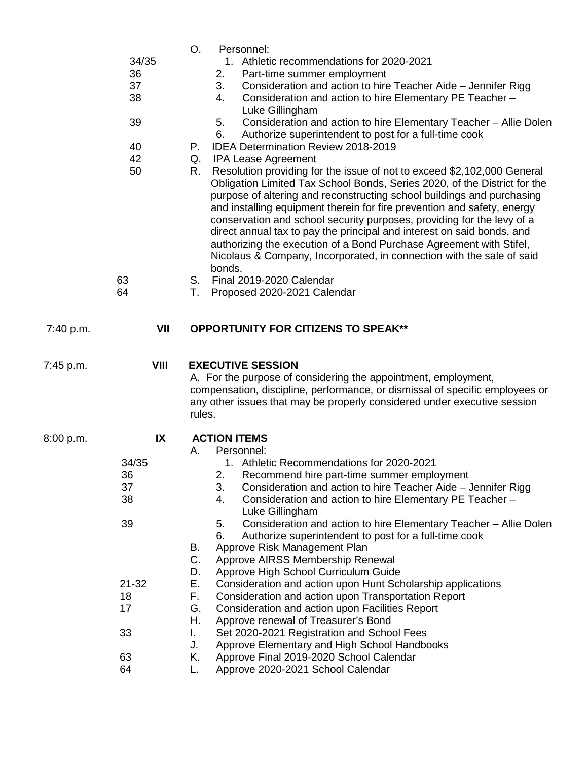| Time | Page/Section | Item |
|---|---|---|
| | | O. Personnel: |
| | 34/35 | 1. Athletic recommendations for 2020-2021 |
| | 36 | 2. Part-time summer employment |
| | 37 | 3. Consideration and action to hire Teacher Aide – Jennifer Rigg |
| | 38 | 4. Consideration and action to hire Elementary PE Teacher – Luke Gillingham |
| | 39 | 5. Consideration and action to hire Elementary Teacher – Allie Dolen |
| | | 6. Authorize superintendent to post for a full-time cook |
| | 40 | P. IDEA Determination Review 2018-2019 |
| | 42 | Q. IPA Lease Agreement |
| | 50 | R. Resolution providing for the issue of not to exceed $2,102,000 General Obligation Limited Tax School Bonds, Series 2020, of the District for the purpose of altering and reconstructing school buildings and purchasing and installing equipment therein for fire prevention and safety, energy conservation and school security purposes, providing for the levy of a direct annual tax to pay the principal and interest on said bonds, and authorizing the execution of a Bond Purchase Agreement with Stifel, Nicolaus & Company, Incorporated, in connection with the sale of said bonds. |
| | 63 | S. Final 2019-2020 Calendar |
| | 64 | T. Proposed 2020-2021 Calendar |
| 7:40 p.m. | **VII** | **OPPORTUNITY FOR CITIZENS TO SPEAK\*\*** |
| 7:45 p.m. | **VIII** | **EXECUTIVE SESSION** |
| | | A. For the purpose of considering the appointment, employment, compensation, discipline, performance, or dismissal of specific employees or any other issues that may be properly considered under executive session rules. |
| 8:00 p.m. | **IX** | **ACTION ITEMS** |
| | | A. Personnel: |
| | 34/35 | 1. Athletic Recommendations for 2020-2021 |
| | 36 | 2. Recommend hire part-time summer employment |
| | 37 | 3. Consideration and action to hire Teacher Aide – Jennifer Rigg |
| | 38 | 4. Consideration and action to hire Elementary PE Teacher – Luke Gillingham |
| | 39 | 5. Consideration and action to hire Elementary Teacher – Allie Dolen |
| | | 6. Authorize superintendent to post for a full-time cook |
| | | B. Approve Risk Management Plan |
| | | C. Approve AIRSS Membership Renewal |
| | | D. Approve High School Curriculum Guide |
| | 21-32 | E. Consideration and action upon Hunt Scholarship applications |
| | 18 | F. Consideration and action upon Transportation Report |
| | 17 | G. Consideration and action upon Facilities Report |
| | | H. Approve renewal of Treasurer's Bond |
| | 33 | I. Set 2020-2021 Registration and School Fees |
| | | J. Approve Elementary and High School Handbooks |
| | 63 | K. Approve Final 2019-2020 School Calendar |
| | 64 | L. Approve 2020-2021 School Calendar |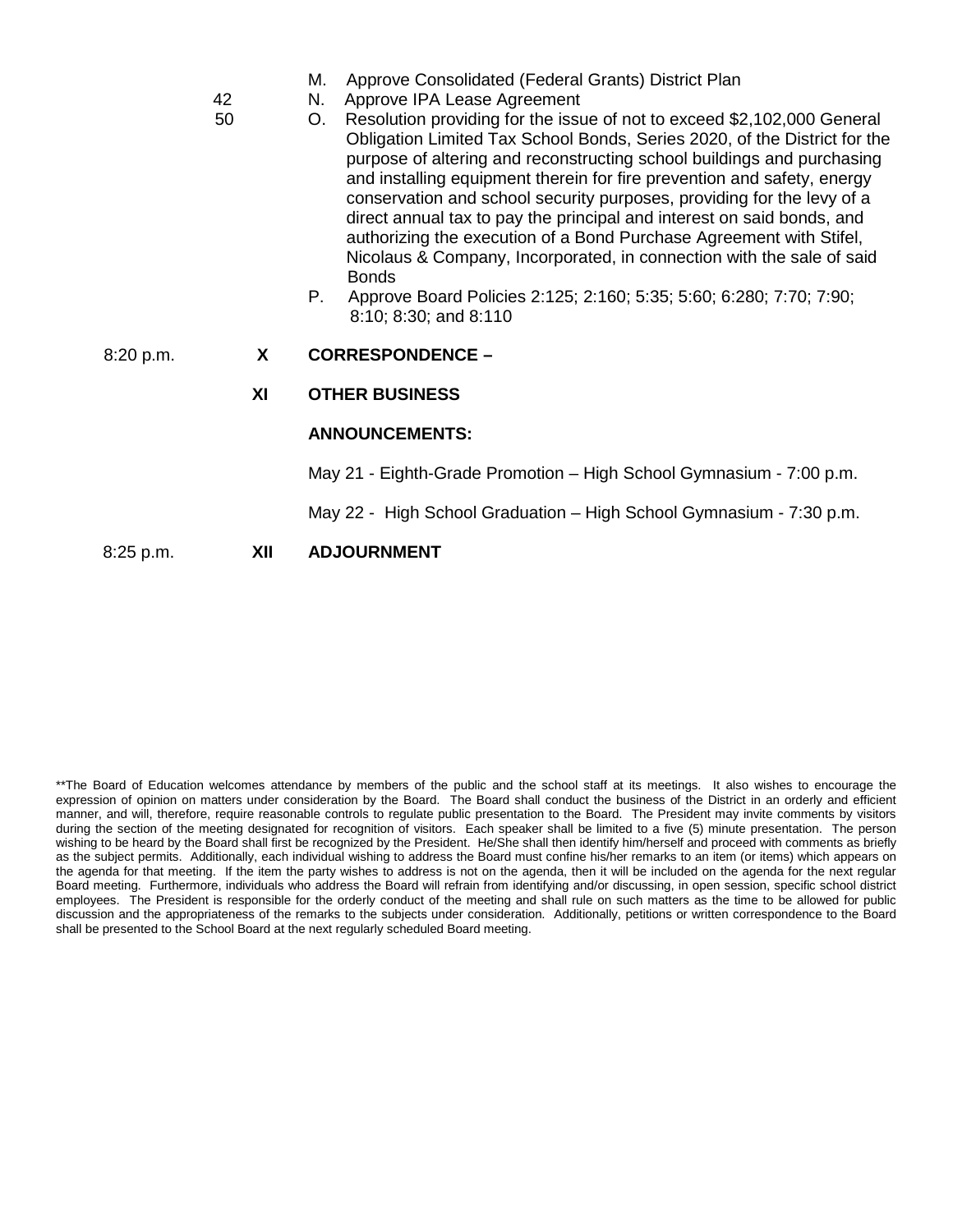M. Approve Consolidated (Federal Grants) District Plan

42 N. Approve IPA Lease Agreement

50 O. Resolution providing for the issue of not to exceed $2,102,000 General Obligation Limited Tax School Bonds, Series 2020, of the District for the purpose of altering and reconstructing school buildings and purchasing and installing equipment therein for fire prevention and safety, energy conservation and school security purposes, providing for the levy of a direct annual tax to pay the principal and interest on said bonds, and authorizing the execution of a Bond Purchase Agreement with Stifel, Nicolaus & Company, Incorporated, in connection with the sale of said Bonds

P. Approve Board Policies 2:125; 2:160; 5:35; 5:60; 6:280; 7:70; 7:90; 8:10; 8:30; and 8:110

8:20 p.m. **X** **CORRESPONDENCE –**

**XI** **OTHER BUSINESS**

**ANNOUNCEMENTS:**

May 21 - Eighth-Grade Promotion – High School Gymnasium - 7:00 p.m.

May 22 - High School Graduation – High School Gymnasium - 7:30 p.m.

8:25 p.m. **XII** **ADJOURNMENT**

**The Board of Education welcomes attendance by members of the public and the school staff at its meetings. It also wishes to encourage the expression of opinion on matters under consideration by the Board. The Board shall conduct the business of the District in an orderly and efficient manner, and will, therefore, require reasonable controls to regulate public presentation to the Board. The President may invite comments by visitors during the section of the meeting designated for recognition of visitors. Each speaker shall be limited to a five (5) minute presentation. The person wishing to be heard by the Board shall first be recognized by the President. He/She shall then identify him/herself and proceed with comments as briefly as the subject permits. Additionally, each individual wishing to address the Board must confine his/her remarks to an item (or items) which appears on the agenda for that meeting. If the item the party wishes to address is not on the agenda, then it will be included on the agenda for the next regular Board meeting. Furthermore, individuals who address the Board will refrain from identifying and/or discussing, in open session, specific school district employees. The President is responsible for the orderly conduct of the meeting and shall rule on such matters as the time to be allowed for public discussion and the appropriateness of the remarks to the subjects under consideration. Additionally, petitions or written correspondence to the Board shall be presented to the School Board at the next regularly scheduled Board meeting.